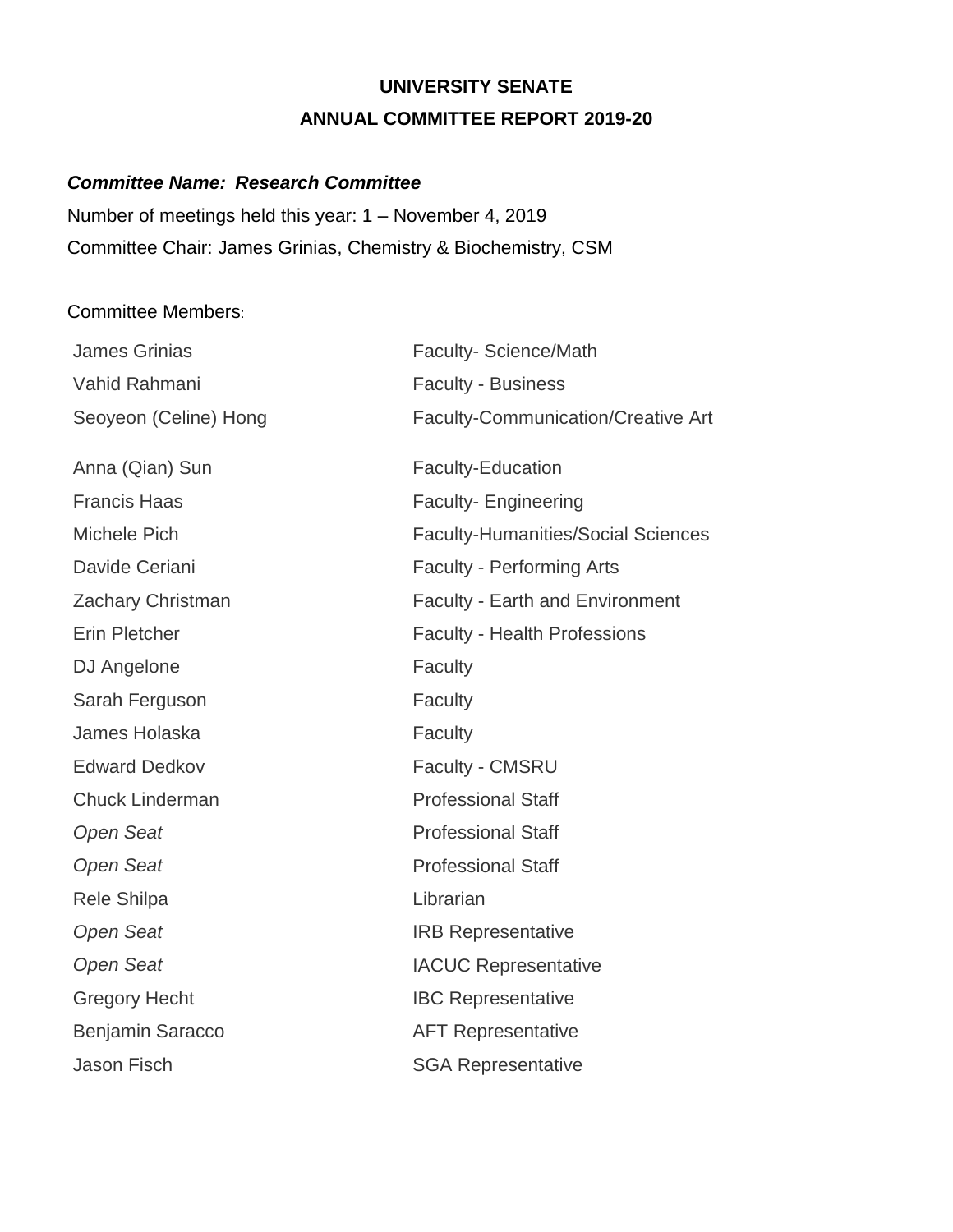# UNIVERSITY SENATE

## ANNUAL COMMITTEE REPORT 2019-20

***Committee Name: Research Committee***

Number of meetings held this year: 1 – November 4, 2019

Committee Chair: James Grinias, Chemistry & Biochemistry, CSM

Committee Members:

| | |
|---|---|
| James Grinias | Faculty- Science/Math |
| Vahid Rahmani | Faculty - Business |
| Seoyeon (Celine) Hong | Faculty-Communication/Creative Art |
| Anna (Qian) Sun | Faculty-Education |
| Francis Haas | Faculty- Engineering |
| Michele Pich | Faculty-Humanities/Social Sciences |
| Davide Ceriani | Faculty - Performing Arts |
| Zachary Christman | Faculty - Earth and Environment |
| Erin Pletcher | Faculty - Health Professions |
| DJ Angelone | Faculty |
| Sarah Ferguson | Faculty |
| James Holaska | Faculty |
| Edward Dedkov | Faculty - CMSRU |
| Chuck Linderman | Professional Staff |
| *Open Seat* | Professional Staff |
| *Open Seat* | Professional Staff |
| Rele Shilpa | Librarian |
| *Open Seat* | IRB Representative |
| *Open Seat* | IACUC Representative |
| Gregory Hecht | IBC Representative |
| Benjamin Saracco | AFT Representative |
| Jason Fisch | SGA Representative |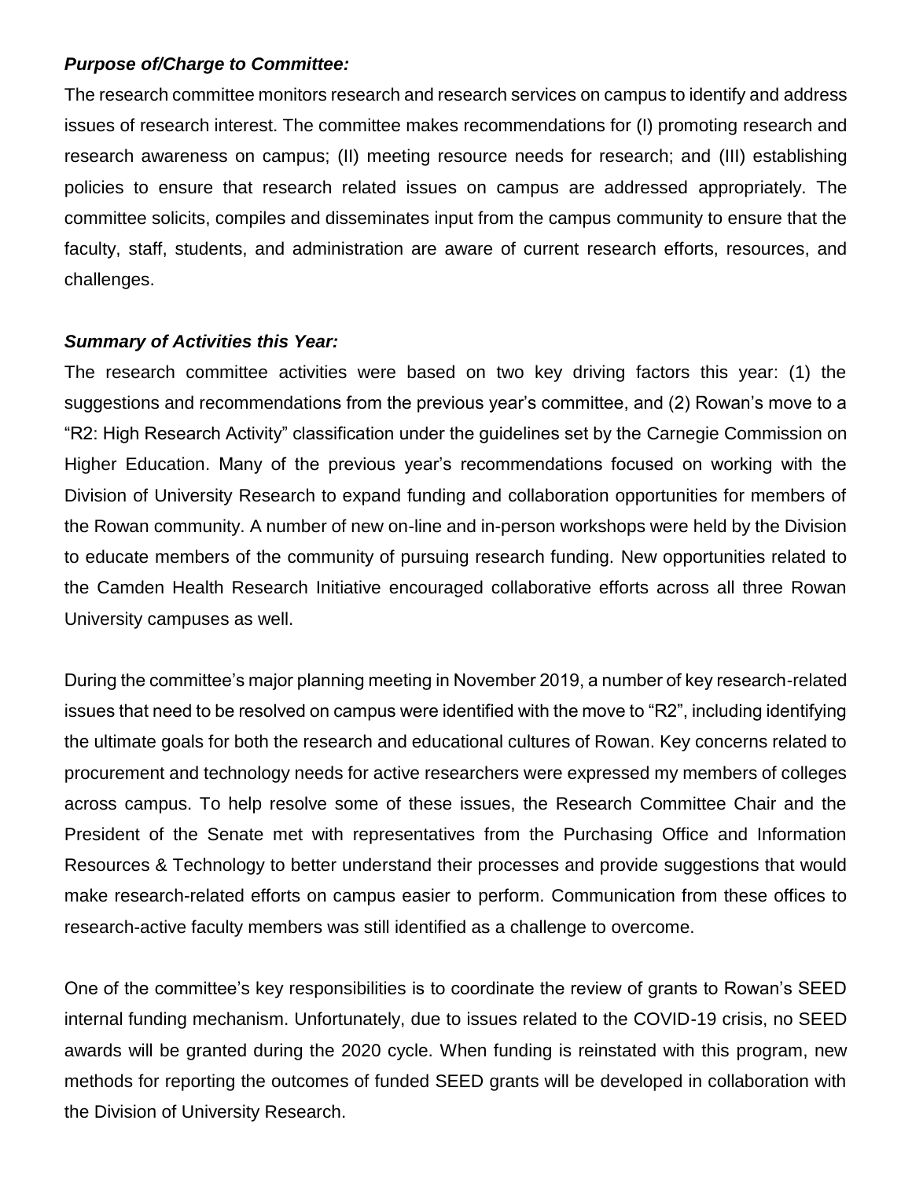***Purpose of/Charge to Committee:***

The research committee monitors research and research services on campus to identify and address issues of research interest. The committee makes recommendations for (I) promoting research and research awareness on campus; (II) meeting resource needs for research; and (III) establishing policies to ensure that research related issues on campus are addressed appropriately. The committee solicits, compiles and disseminates input from the campus community to ensure that the faculty, staff, students, and administration are aware of current research efforts, resources, and challenges.

***Summary of Activities this Year:***

The research committee activities were based on two key driving factors this year: (1) the suggestions and recommendations from the previous year's committee, and (2) Rowan's move to a "R2: High Research Activity" classification under the guidelines set by the Carnegie Commission on Higher Education. Many of the previous year's recommendations focused on working with the Division of University Research to expand funding and collaboration opportunities for members of the Rowan community. A number of new on-line and in-person workshops were held by the Division to educate members of the community of pursuing research funding. New opportunities related to the Camden Health Research Initiative encouraged collaborative efforts across all three Rowan University campuses as well.

During the committee's major planning meeting in November 2019, a number of key research-related issues that need to be resolved on campus were identified with the move to "R2", including identifying the ultimate goals for both the research and educational cultures of Rowan. Key concerns related to procurement and technology needs for active researchers were expressed my members of colleges across campus. To help resolve some of these issues, the Research Committee Chair and the President of the Senate met with representatives from the Purchasing Office and Information Resources & Technology to better understand their processes and provide suggestions that would make research-related efforts on campus easier to perform. Communication from these offices to research-active faculty members was still identified as a challenge to overcome.

One of the committee's key responsibilities is to coordinate the review of grants to Rowan's SEED internal funding mechanism. Unfortunately, due to issues related to the COVID-19 crisis, no SEED awards will be granted during the 2020 cycle. When funding is reinstated with this program, new methods for reporting the outcomes of funded SEED grants will be developed in collaboration with the Division of University Research.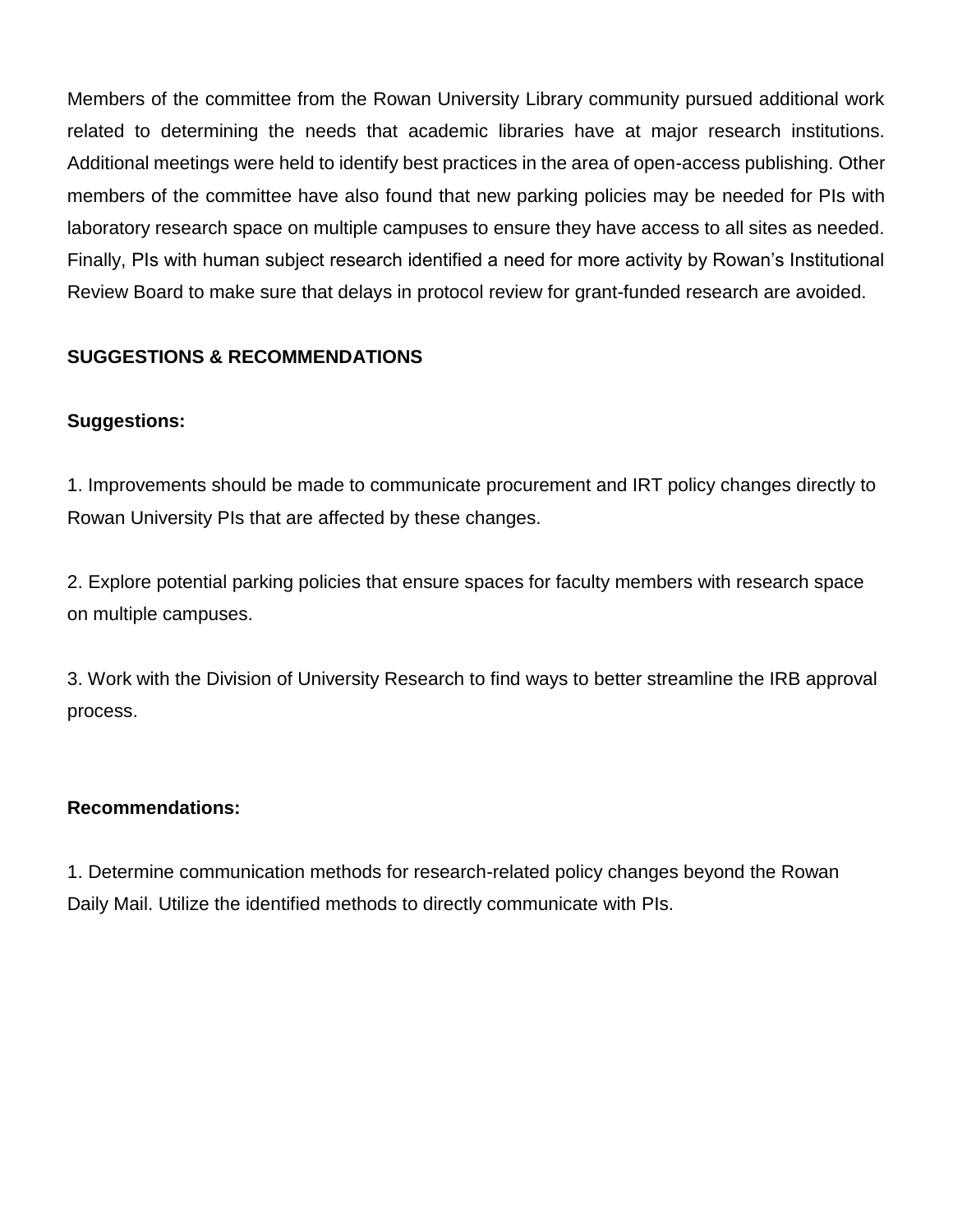Members of the committee from the Rowan University Library community pursued additional work related to determining the needs that academic libraries have at major research institutions. Additional meetings were held to identify best practices in the area of open-access publishing. Other members of the committee have also found that new parking policies may be needed for PIs with laboratory research space on multiple campuses to ensure they have access to all sites as needed. Finally, PIs with human subject research identified a need for more activity by Rowan's Institutional Review Board to make sure that delays in protocol review for grant-funded research are avoided.

## SUGGESTIONS & RECOMMENDATIONS

### Suggestions:

1. Improvements should be made to communicate procurement and IRT policy changes directly to Rowan University PIs that are affected by these changes.

2. Explore potential parking policies that ensure spaces for faculty members with research space on multiple campuses.

3. Work with the Division of University Research to find ways to better streamline the IRB approval process.

### Recommendations:

1. Determine communication methods for research-related policy changes beyond the Rowan Daily Mail. Utilize the identified methods to directly communicate with PIs.